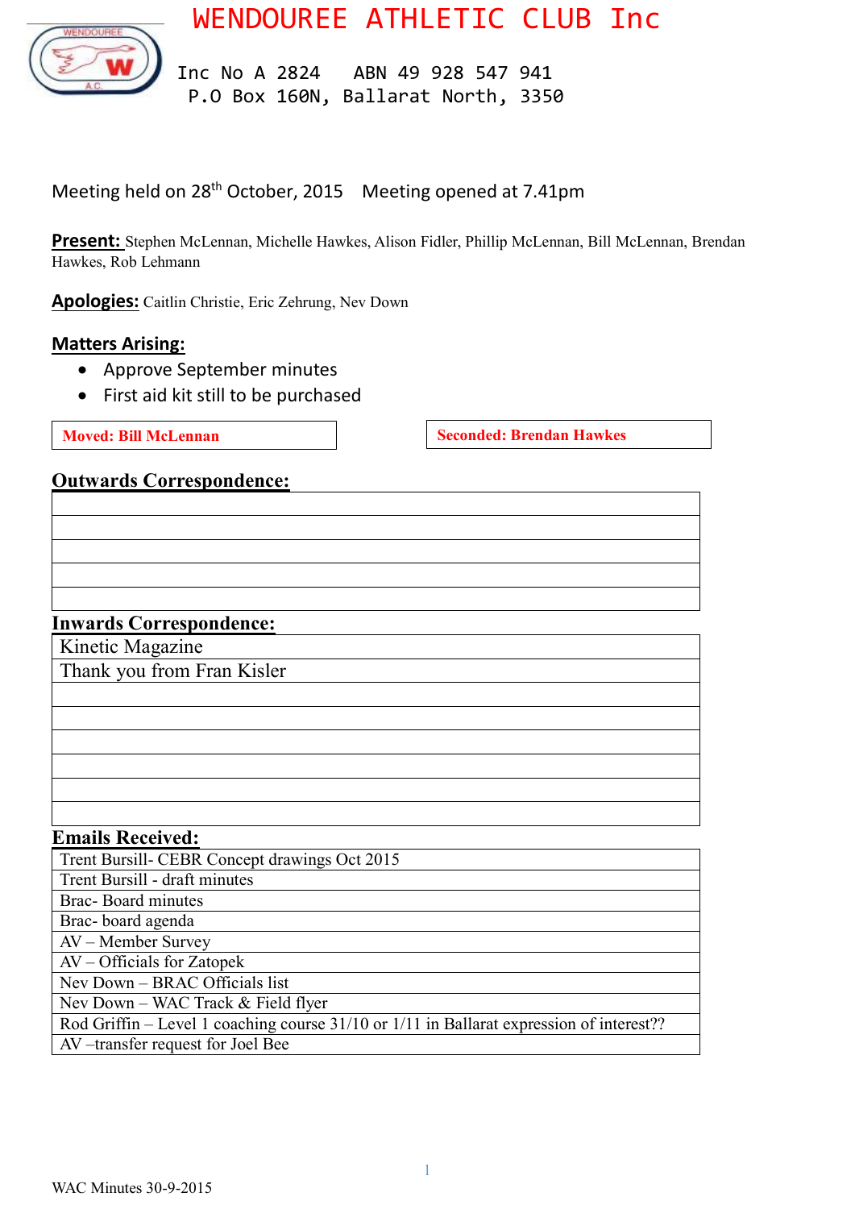# WENDOUREE ATHLETIC CLUB Inc

Inc No A 2824 ABN 49 928 547 941
P.O Box 160N, Ballarat North, 3350

Meeting held on 28th October, 2015 Meeting opened at 7.41pm

**Present:** Stephen McLennan, Michelle Hawkes, Alison Fidler, Phillip McLennan, Bill McLennan, Brendan Hawkes, Rob Lehmann

**Apologies:** Caitlin Christie, Eric Zehrung, Nev Down

**Matters Arising:**

- Approve September minutes
- First aid kit still to be purchased

| Moved: Bill McLennan | Seconded: Brendan Hawkes |
|---|---|

## Outwards Correspondence:

| |
|---|
| |
| |
| |
| |
| |

## Inwards Correspondence:

| |
|---|
| Kinetic Magazine |
| Thank you from Fran Kisler |
| |
| |
| |
| |
| |
| |

## Emails Received:

| |
|---|
| Trent Bursill- CEBR Concept drawings Oct 2015 |
| Trent Bursill - draft minutes |
| Brac- Board minutes |
| Brac- board agenda |
| AV – Member Survey |
| AV – Officials for Zatopek |
| Nev Down – BRAC Officials list |
| Nev Down – WAC Track & Field flyer |
| Rod Griffin – Level 1 coaching course 31/10 or 1/11 in Ballarat expression of interest?? |
| AV –transfer request for Joel Bee |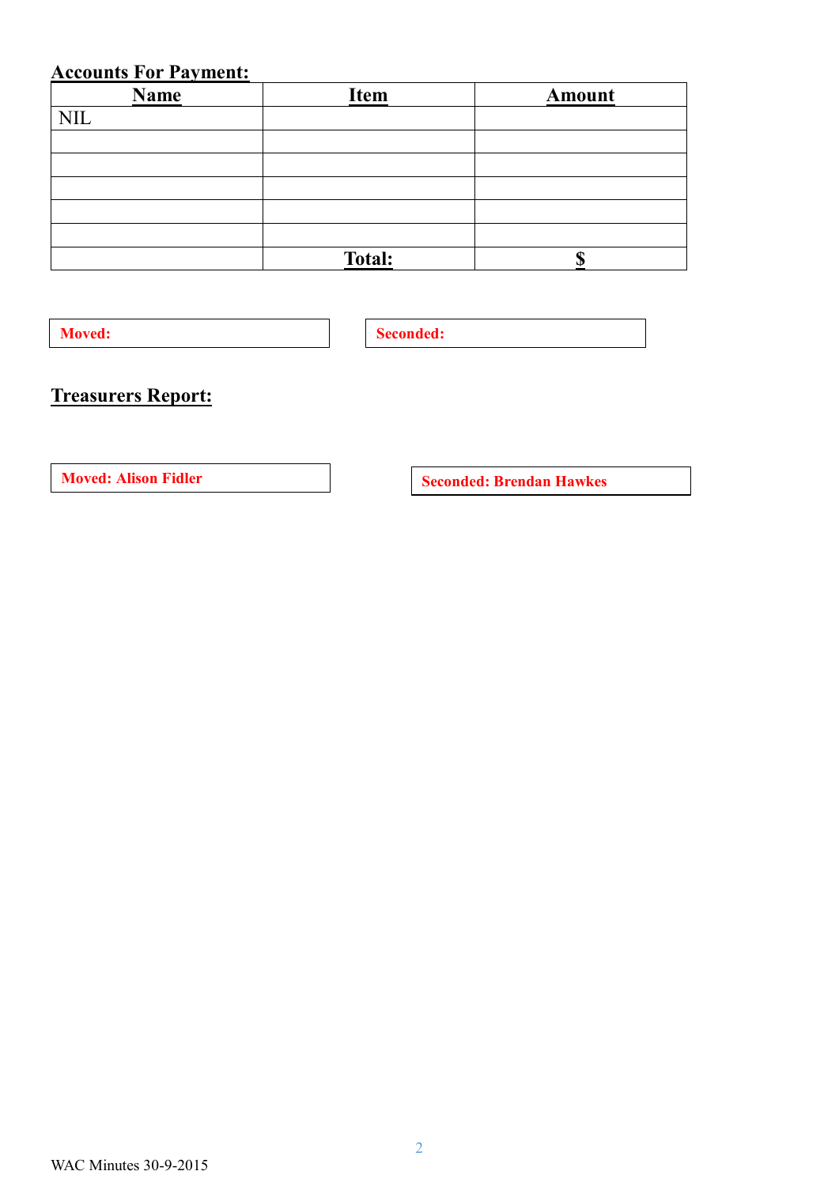## Accounts For Payment:

| Name | Item | Amount |
|---|---|---|
| NIL | | |
| | | |
| | | |
| | | |
| | | |
| | | |
| | **Total:** | **$** |

**Moved:**

**Seconded:**

## Treasurers Report:

**Moved: Alison Fidler**

**Seconded: Brendan Hawkes**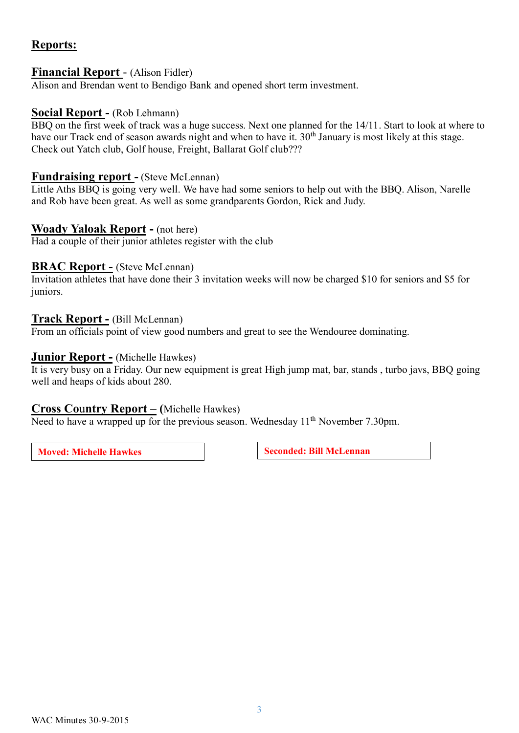## Reports:

**Financial Report** - (Alison Fidler)
Alison and Brendan went to Bendigo Bank and opened short term investment.

**Social Report -** (Rob Lehmann)
BBQ on the first week of track was a huge success. Next one planned for the 14/11. Start to look at where to have our Track end of season awards night and when to have it. 30th January is most likely at this stage. Check out Yatch club, Golf house, Freight, Ballarat Golf club???

**Fundraising report -** (Steve McLennan)
Little Aths BBQ is going very well. We have had some seniors to help out with the BBQ. Alison, Narelle and Rob have been great. As well as some grandparents Gordon, Rick and Judy.

**Woady Yaloak Report -** (not here)
Had a couple of their junior athletes register with the club

**BRAC Report -** (Steve McLennan)
Invitation athletes that have done their 3 invitation weeks will now be charged $10 for seniors and $5 for juniors.

**Track Report -** (Bill McLennan)
From an officials point of view good numbers and great to see the Wendouree dominating.

**Junior Report -** (Michelle Hawkes)
It is very busy on a Friday. Our new equipment is great High jump mat, bar, stands , turbo javs, BBQ going well and heaps of kids about 280.

**Cross Country Report – (**Michelle Hawkes)
Need to have a wrapped up for the previous season. Wednesday 11th November 7.30pm.

**Moved: Michelle Hawkes**

**Seconded: Bill McLennan**

WAC Minutes 30-9-2015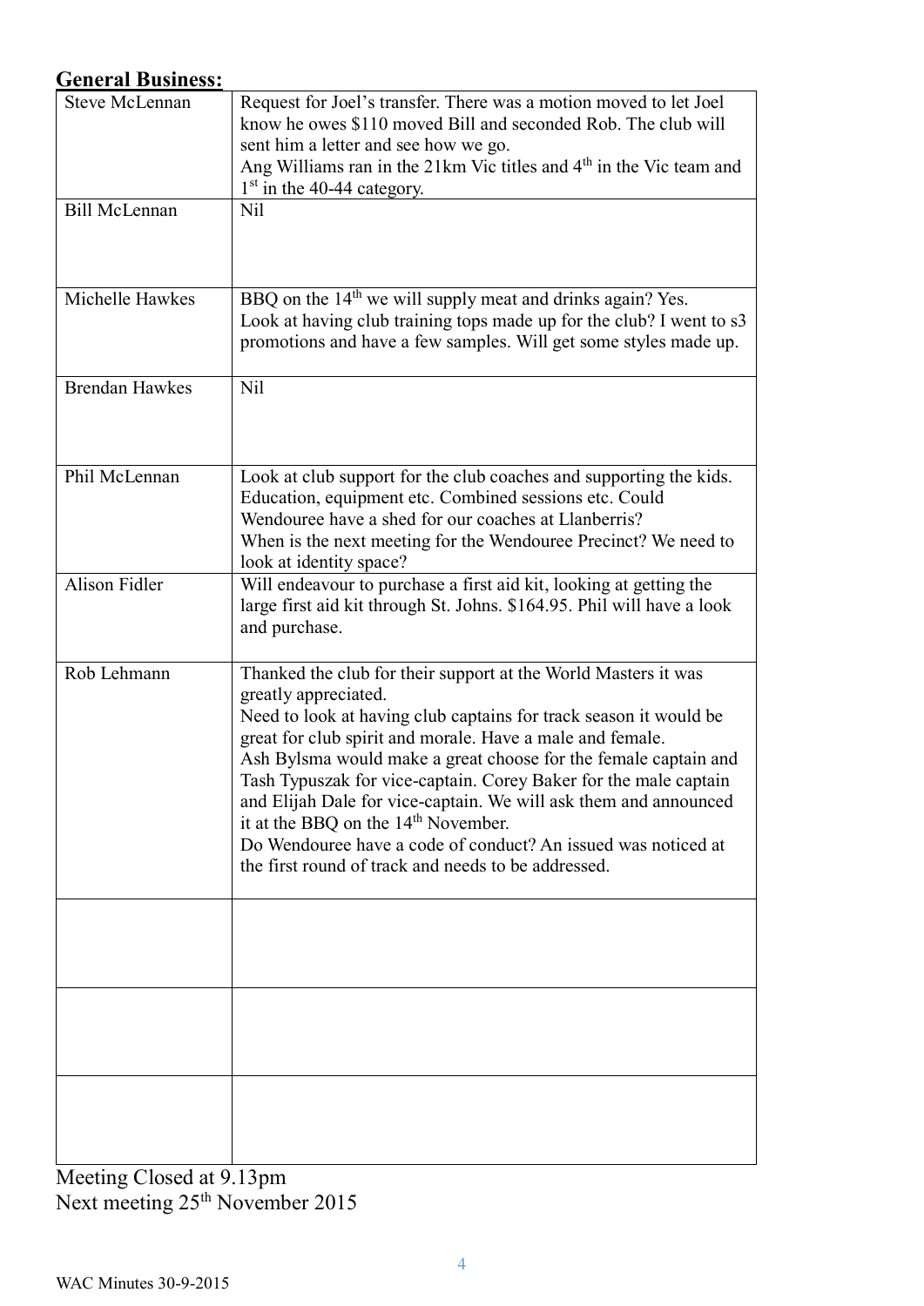## General Business:

| | |
|---|---|
| Steve McLennan | Request for Joel's transfer. There was a motion moved to let Joel know he owes $110 moved Bill and seconded Rob. The club will sent him a letter and see how we go.<br>Ang Williams ran in the 21km Vic titles and 4th in the Vic team and 1st in the 40-44 category. |
| Bill McLennan | Nil |
| Michelle Hawkes | BBQ on the 14th we will supply meat and drinks again? Yes.<br>Look at having club training tops made up for the club? I went to s3 promotions and have a few samples. Will get some styles made up. |
| Brendan Hawkes | Nil |
| Phil McLennan | Look at club support for the club coaches and supporting the kids. Education, equipment etc. Combined sessions etc. Could Wendouree have a shed for our coaches at Llanberris?<br>When is the next meeting for the Wendouree Precinct? We need to look at identity space? |
| Alison Fidler | Will endeavour to purchase a first aid kit, looking at getting the large first aid kit through St. Johns. $164.95. Phil will have a look and purchase. |
| Rob Lehmann | Thanked the club for their support at the World Masters it was greatly appreciated.<br>Need to look at having club captains for track season it would be great for club spirit and morale. Have a male and female.<br>Ash Bylsma would make a great choose for the female captain and Tash Typuszak for vice-captain. Corey Baker for the male captain and Elijah Dale for vice-captain. We will ask them and announced it at the BBQ on the 14th November.<br>Do Wendouree have a code of conduct? An issued was noticed at the first round of track and needs to be addressed. |
| | |
| | |
| | |

Meeting Closed at 9.13pm
Next meeting 25th November 2015